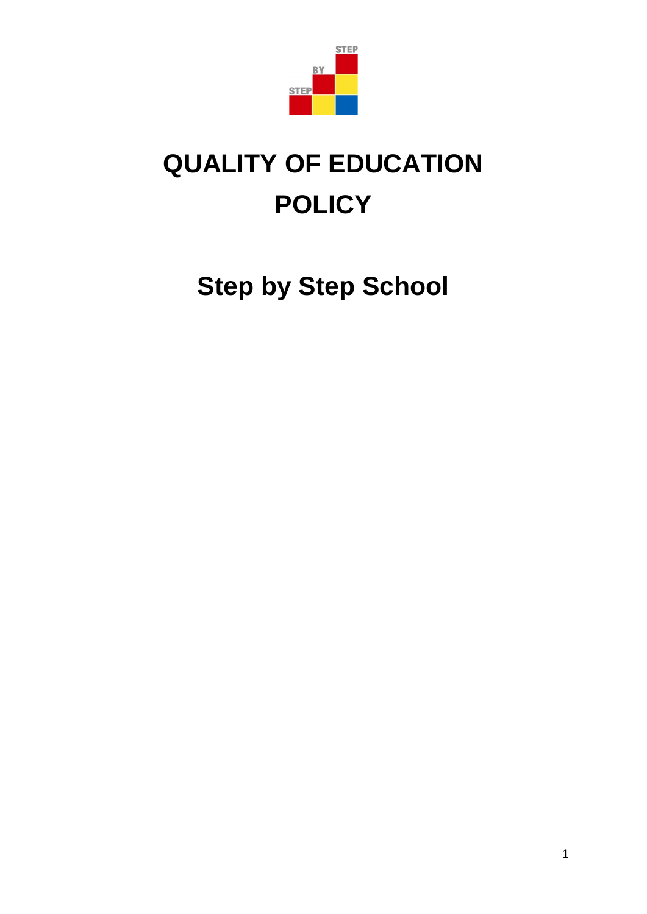# QUALITY OF EDUCATION POLICY

## Step by Step School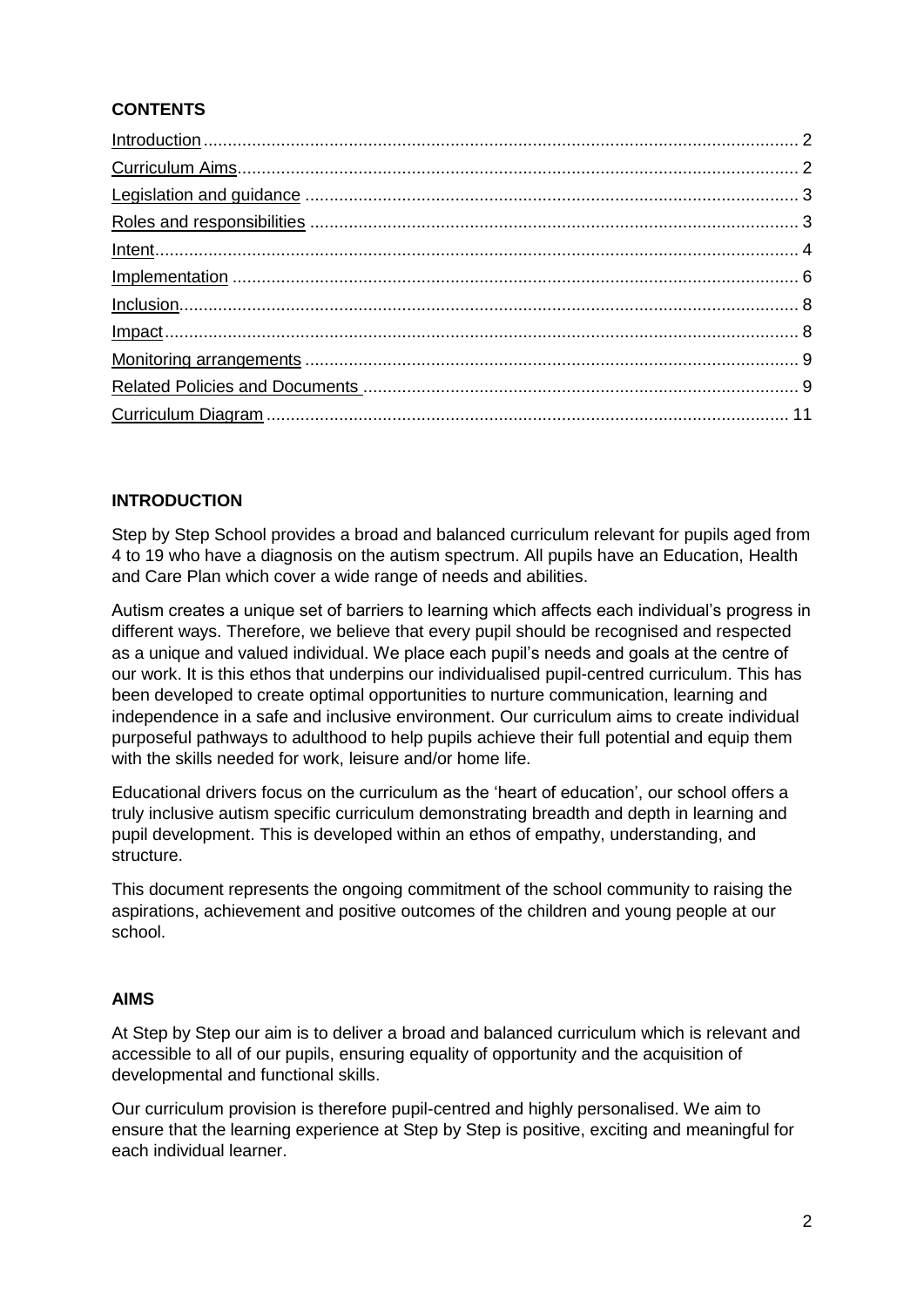## CONTENTS

| | |
|---|---|
| Introduction | 2 |
| Curriculum Aims | 2 |
| Legislation and guidance | 3 |
| Roles and responsibilities | 3 |
| Intent | 4 |
| Implementation | 6 |
| Inclusion | 8 |
| Impact | 8 |
| Monitoring arrangements | 9 |
| Related Policies and Documents | 9 |
| Curriculum Diagram | 11 |

## INTRODUCTION

Step by Step School provides a broad and balanced curriculum relevant for pupils aged from 4 to 19 who have a diagnosis on the autism spectrum. All pupils have an Education, Health and Care Plan which cover a wide range of needs and abilities.

Autism creates a unique set of barriers to learning which affects each individual's progress in different ways. Therefore, we believe that every pupil should be recognised and respected as a unique and valued individual. We place each pupil's needs and goals at the centre of our work. It is this ethos that underpins our individualised pupil-centred curriculum. This has been developed to create optimal opportunities to nurture communication, learning and independence in a safe and inclusive environment. Our curriculum aims to create individual purposeful pathways to adulthood to help pupils achieve their full potential and equip them with the skills needed for work, leisure and/or home life.

Educational drivers focus on the curriculum as the 'heart of education', our school offers a truly inclusive autism specific curriculum demonstrating breadth and depth in learning and pupil development. This is developed within an ethos of empathy, understanding, and structure.

This document represents the ongoing commitment of the school community to raising the aspirations, achievement and positive outcomes of the children and young people at our school.

## AIMS

At Step by Step our aim is to deliver a broad and balanced curriculum which is relevant and accessible to all of our pupils, ensuring equality of opportunity and the acquisition of developmental and functional skills.

Our curriculum provision is therefore pupil-centred and highly personalised. We aim to ensure that the learning experience at Step by Step is positive, exciting and meaningful for each individual learner.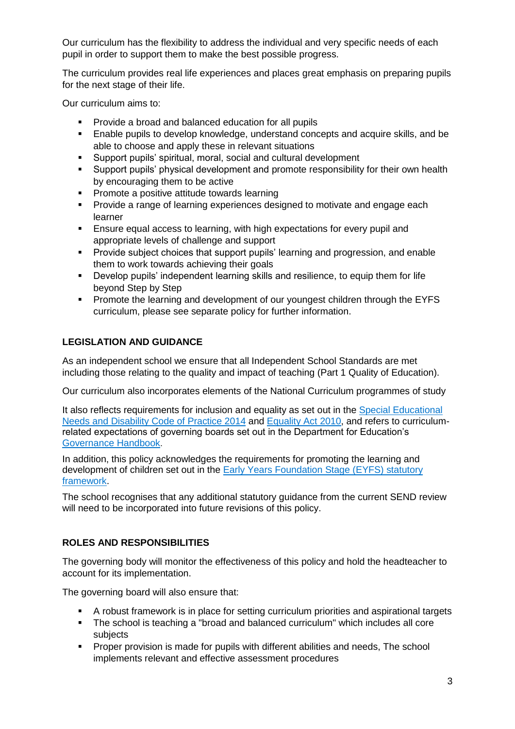Our curriculum has the flexibility to address the individual and very specific needs of each pupil in order to support them to make the best possible progress.

The curriculum provides real life experiences and places great emphasis on preparing pupils for the next stage of their life.

Our curriculum aims to:

- Provide a broad and balanced education for all pupils
- Enable pupils to develop knowledge, understand concepts and acquire skills, and be able to choose and apply these in relevant situations
- Support pupils' spiritual, moral, social and cultural development
- Support pupils' physical development and promote responsibility for their own health by encouraging them to be active
- Promote a positive attitude towards learning
- Provide a range of learning experiences designed to motivate and engage each learner
- Ensure equal access to learning, with high expectations for every pupil and appropriate levels of challenge and support
- Provide subject choices that support pupils' learning and progression, and enable them to work towards achieving their goals
- Develop pupils' independent learning skills and resilience, to equip them for life beyond Step by Step
- Promote the learning and development of our youngest children through the EYFS curriculum, please see separate policy for further information.

## LEGISLATION AND GUIDANCE

As an independent school we ensure that all Independent School Standards are met including those relating to the quality and impact of teaching (Part 1 Quality of Education).

Our curriculum also incorporates elements of the National Curriculum programmes of study

It also reflects requirements for inclusion and equality as set out in the Special Educational Needs and Disability Code of Practice 2014 and Equality Act 2010, and refers to curriculum-related expectations of governing boards set out in the Department for Education's Governance Handbook.

In addition, this policy acknowledges the requirements for promoting the learning and development of children set out in the Early Years Foundation Stage (EYFS) statutory framework.

The school recognises that any additional statutory guidance from the current SEND review will need to be incorporated into future revisions of this policy.

## ROLES AND RESPONSIBILITIES

The governing body will monitor the effectiveness of this policy and hold the headteacher to account for its implementation.

The governing board will also ensure that:

- A robust framework is in place for setting curriculum priorities and aspirational targets
- The school is teaching a "broad and balanced curriculum" which includes all core subjects
- Proper provision is made for pupils with different abilities and needs, The school implements relevant and effective assessment procedures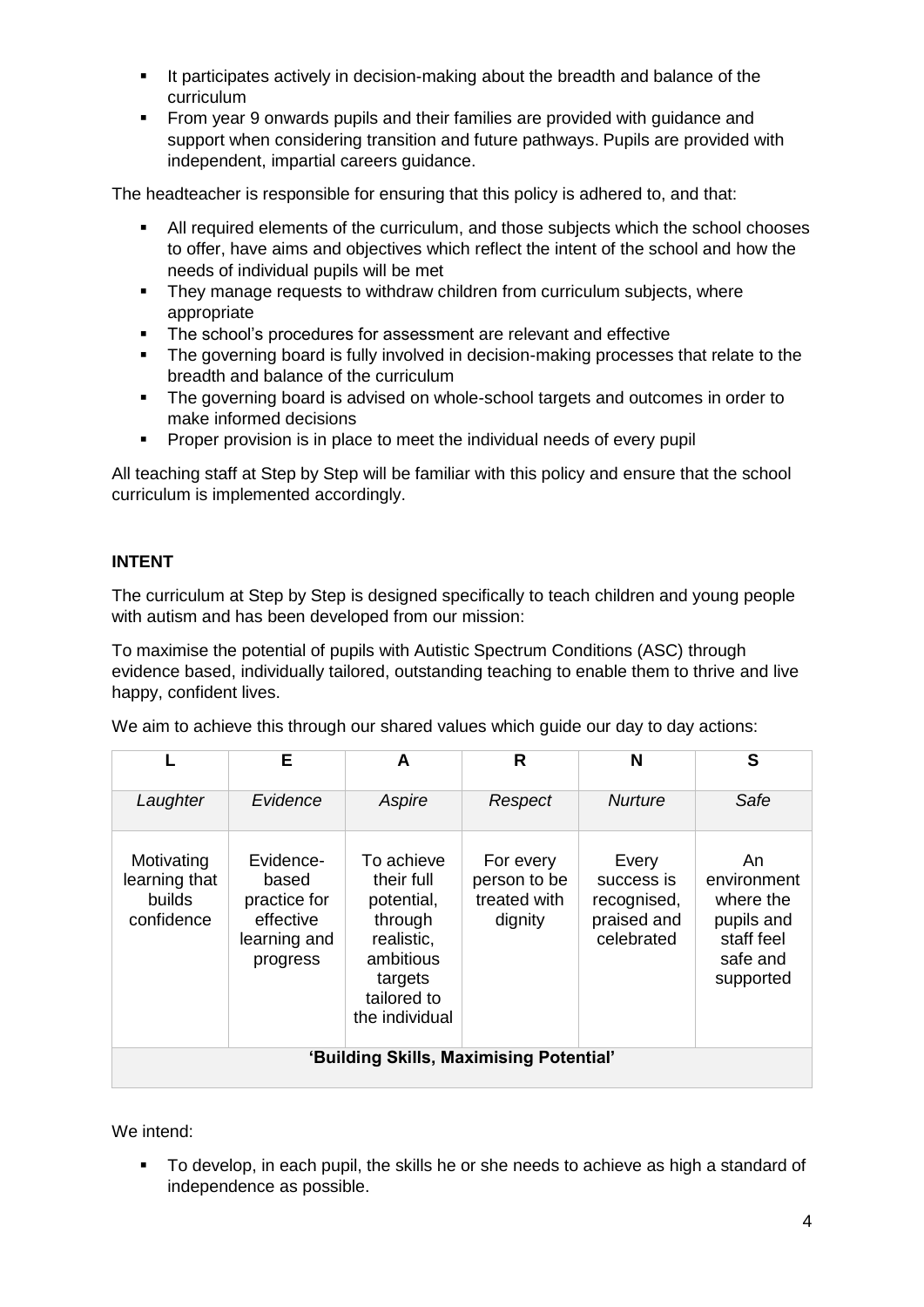- It participates actively in decision-making about the breadth and balance of the curriculum
- From year 9 onwards pupils and their families are provided with guidance and support when considering transition and future pathways. Pupils are provided with independent, impartial careers guidance.

The headteacher is responsible for ensuring that this policy is adhered to, and that:

- All required elements of the curriculum, and those subjects which the school chooses to offer, have aims and objectives which reflect the intent of the school and how the needs of individual pupils will be met
- They manage requests to withdraw children from curriculum subjects, where appropriate
- The school's procedures for assessment are relevant and effective
- The governing board is fully involved in decision-making processes that relate to the breadth and balance of the curriculum
- The governing board is advised on whole-school targets and outcomes in order to make informed decisions
- Proper provision is in place to meet the individual needs of every pupil

All teaching staff at Step by Step will be familiar with this policy and ensure that the school curriculum is implemented accordingly.

**INTENT**

The curriculum at Step by Step is designed specifically to teach children and young people with autism and has been developed from our mission:

To maximise the potential of pupils with Autistic Spectrum Conditions (ASC) through evidence based, individually tailored, outstanding teaching to enable them to thrive and live happy, confident lives.

We aim to achieve this through our shared values which guide our day to day actions:

| L | E | A | R | N | S |
|---|---|---|---|---|---|
| *Laughter* | *Evidence* | *Aspire* | *Respect* | *Nurture* | *Safe* |
| Motivating learning that builds confidence | Evidence-based practice for effective learning and progress | To achieve their full potential, through realistic, ambitious targets tailored to the individual | For every person to be treated with dignity | Every success is recognised, praised and celebrated | An environment where the pupils and staff feel safe and supported |
| **'Building Skills, Maximising Potential'** | | | | | |

We intend:

- To develop, in each pupil, the skills he or she needs to achieve as high a standard of independence as possible.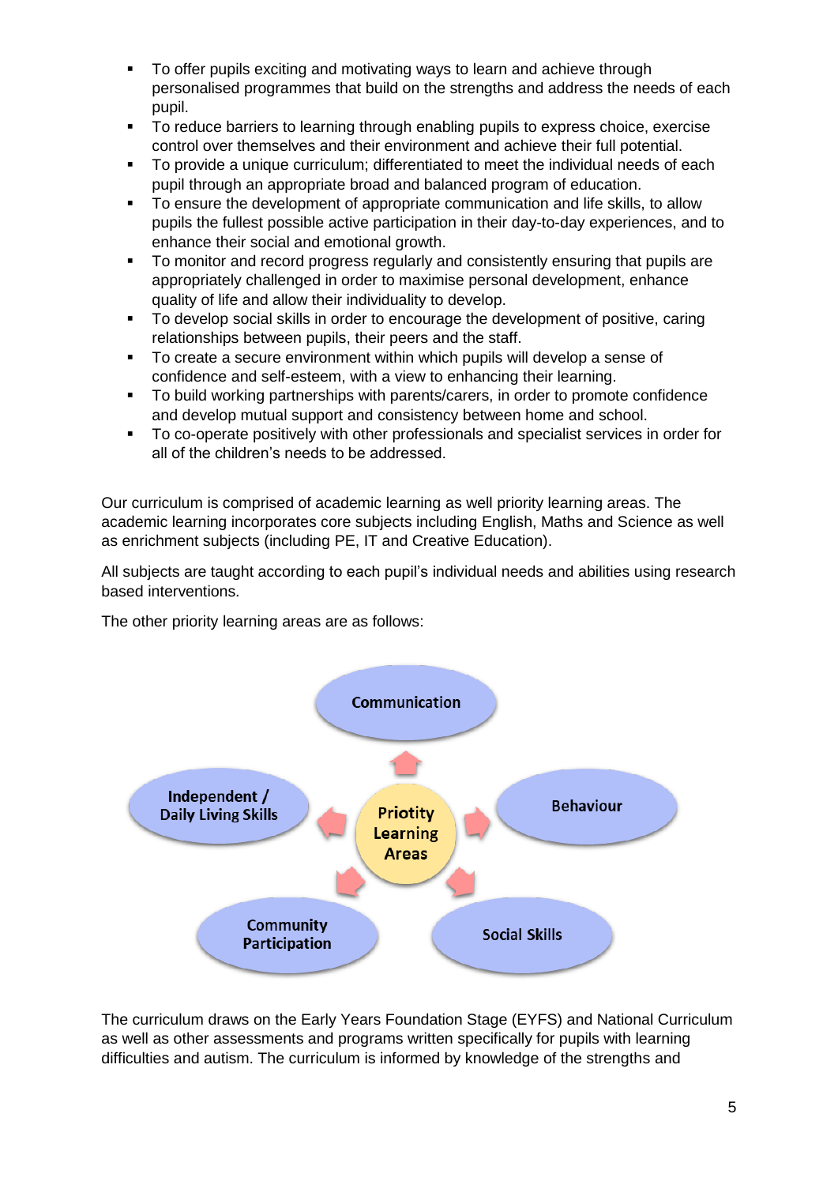- To offer pupils exciting and motivating ways to learn and achieve through personalised programmes that build on the strengths and address the needs of each pupil.
- To reduce barriers to learning through enabling pupils to express choice, exercise control over themselves and their environment and achieve their full potential.
- To provide a unique curriculum; differentiated to meet the individual needs of each pupil through an appropriate broad and balanced program of education.
- To ensure the development of appropriate communication and life skills, to allow pupils the fullest possible active participation in their day-to-day experiences, and to enhance their social and emotional growth.
- To monitor and record progress regularly and consistently ensuring that pupils are appropriately challenged in order to maximise personal development, enhance quality of life and allow their individuality to develop.
- To develop social skills in order to encourage the development of positive, caring relationships between pupils, their peers and the staff.
- To create a secure environment within which pupils will develop a sense of confidence and self-esteem, with a view to enhancing their learning.
- To build working partnerships with parents/carers, in order to promote confidence and develop mutual support and consistency between home and school.
- To co-operate positively with other professionals and specialist services in order for all of the children's needs to be addressed.

Our curriculum is comprised of academic learning as well priority learning areas. The academic learning incorporates core subjects including English, Maths and Science as well as enrichment subjects (including PE, IT and Creative Education).

All subjects are taught according to each pupil's individual needs and abilities using research based interventions.

The other priority learning areas are as follows:

**Priotity Learning Areas**

- Communication
- Behaviour
- Social Skills
- Community Participation
- Independent / Daily Living Skills

The curriculum draws on the Early Years Foundation Stage (EYFS) and National Curriculum as well as other assessments and programs written specifically for pupils with learning difficulties and autism. The curriculum is informed by knowledge of the strengths and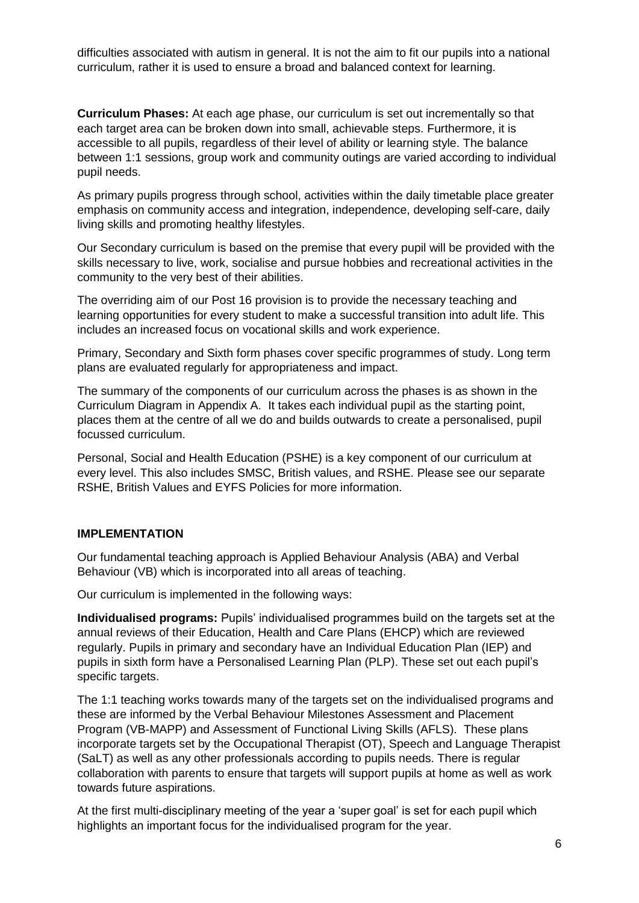difficulties associated with autism in general. It is not the aim to fit our pupils into a national curriculum, rather it is used to ensure a broad and balanced context for learning.

**Curriculum Phases:** At each age phase, our curriculum is set out incrementally so that each target area can be broken down into small, achievable steps. Furthermore, it is accessible to all pupils, regardless of their level of ability or learning style. The balance between 1:1 sessions, group work and community outings are varied according to individual pupil needs.

As primary pupils progress through school, activities within the daily timetable place greater emphasis on community access and integration, independence, developing self-care, daily living skills and promoting healthy lifestyles.

Our Secondary curriculum is based on the premise that every pupil will be provided with the skills necessary to live, work, socialise and pursue hobbies and recreational activities in the community to the very best of their abilities.

The overriding aim of our Post 16 provision is to provide the necessary teaching and learning opportunities for every student to make a successful transition into adult life. This includes an increased focus on vocational skills and work experience.

Primary, Secondary and Sixth form phases cover specific programmes of study. Long term plans are evaluated regularly for appropriateness and impact.

The summary of the components of our curriculum across the phases is as shown in the Curriculum Diagram in Appendix A. It takes each individual pupil as the starting point, places them at the centre of all we do and builds outwards to create a personalised, pupil focussed curriculum.

Personal, Social and Health Education (PSHE) is a key component of our curriculum at every level. This also includes SMSC, British values, and RSHE. Please see our separate RSHE, British Values and EYFS Policies for more information.

## IMPLEMENTATION

Our fundamental teaching approach is Applied Behaviour Analysis (ABA) and Verbal Behaviour (VB) which is incorporated into all areas of teaching.

Our curriculum is implemented in the following ways:

**Individualised programs:** Pupils' individualised programmes build on the targets set at the annual reviews of their Education, Health and Care Plans (EHCP) which are reviewed regularly. Pupils in primary and secondary have an Individual Education Plan (IEP) and pupils in sixth form have a Personalised Learning Plan (PLP). These set out each pupil's specific targets.

The 1:1 teaching works towards many of the targets set on the individualised programs and these are informed by the Verbal Behaviour Milestones Assessment and Placement Program (VB-MAPP) and Assessment of Functional Living Skills (AFLS). These plans incorporate targets set by the Occupational Therapist (OT), Speech and Language Therapist (SaLT) as well as any other professionals according to pupils needs. There is regular collaboration with parents to ensure that targets will support pupils at home as well as work towards future aspirations.

At the first multi-disciplinary meeting of the year a 'super goal' is set for each pupil which highlights an important focus for the individualised program for the year.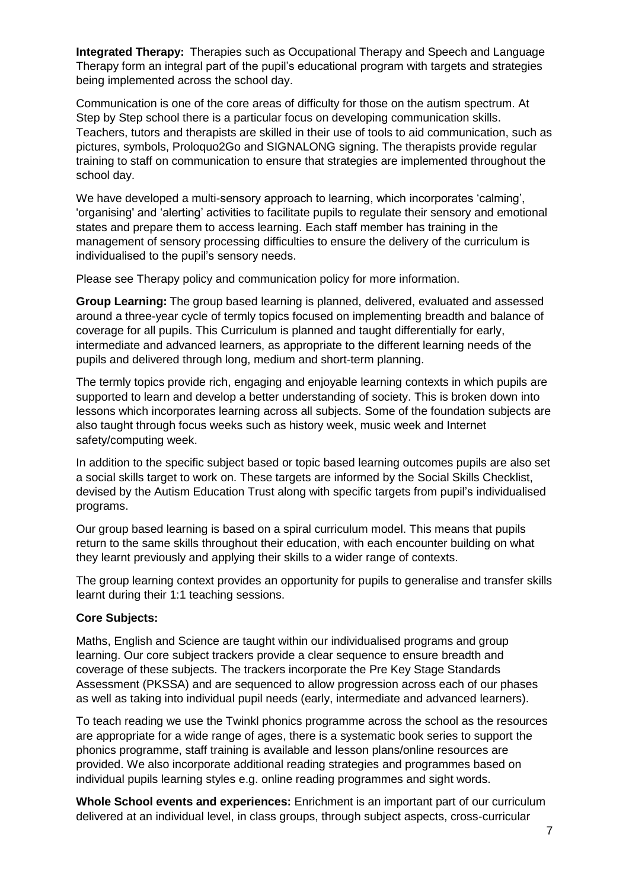**Integrated Therapy:** Therapies such as Occupational Therapy and Speech and Language Therapy form an integral part of the pupil's educational program with targets and strategies being implemented across the school day.

Communication is one of the core areas of difficulty for those on the autism spectrum. At Step by Step school there is a particular focus on developing communication skills. Teachers, tutors and therapists are skilled in their use of tools to aid communication, such as pictures, symbols, Proloquo2Go and SIGNALONG signing. The therapists provide regular training to staff on communication to ensure that strategies are implemented throughout the school day.

We have developed a multi-sensory approach to learning, which incorporates 'calming', 'organising' and 'alerting' activities to facilitate pupils to regulate their sensory and emotional states and prepare them to access learning. Each staff member has training in the management of sensory processing difficulties to ensure the delivery of the curriculum is individualised to the pupil's sensory needs.

Please see Therapy policy and communication policy for more information.

**Group Learning:** The group based learning is planned, delivered, evaluated and assessed around a three-year cycle of termly topics focused on implementing breadth and balance of coverage for all pupils. This Curriculum is planned and taught differentially for early, intermediate and advanced learners, as appropriate to the different learning needs of the pupils and delivered through long, medium and short-term planning.

The termly topics provide rich, engaging and enjoyable learning contexts in which pupils are supported to learn and develop a better understanding of society. This is broken down into lessons which incorporates learning across all subjects. Some of the foundation subjects are also taught through focus weeks such as history week, music week and Internet safety/computing week.

In addition to the specific subject based or topic based learning outcomes pupils are also set a social skills target to work on. These targets are informed by the Social Skills Checklist, devised by the Autism Education Trust along with specific targets from pupil's individualised programs.

Our group based learning is based on a spiral curriculum model. This means that pupils return to the same skills throughout their education, with each encounter building on what they learnt previously and applying their skills to a wider range of contexts.

The group learning context provides an opportunity for pupils to generalise and transfer skills learnt during their 1:1 teaching sessions.

**Core Subjects:**

Maths, English and Science are taught within our individualised programs and group learning. Our core subject trackers provide a clear sequence to ensure breadth and coverage of these subjects. The trackers incorporate the Pre Key Stage Standards Assessment (PKSSA) and are sequenced to allow progression across each of our phases as well as taking into individual pupil needs (early, intermediate and advanced learners).

To teach reading we use the Twinkl phonics programme across the school as the resources are appropriate for a wide range of ages, there is a systematic book series to support the phonics programme, staff training is available and lesson plans/online resources are provided. We also incorporate additional reading strategies and programmes based on individual pupils learning styles e.g. online reading programmes and sight words.

**Whole School events and experiences:** Enrichment is an important part of our curriculum delivered at an individual level, in class groups, through subject aspects, cross-curricular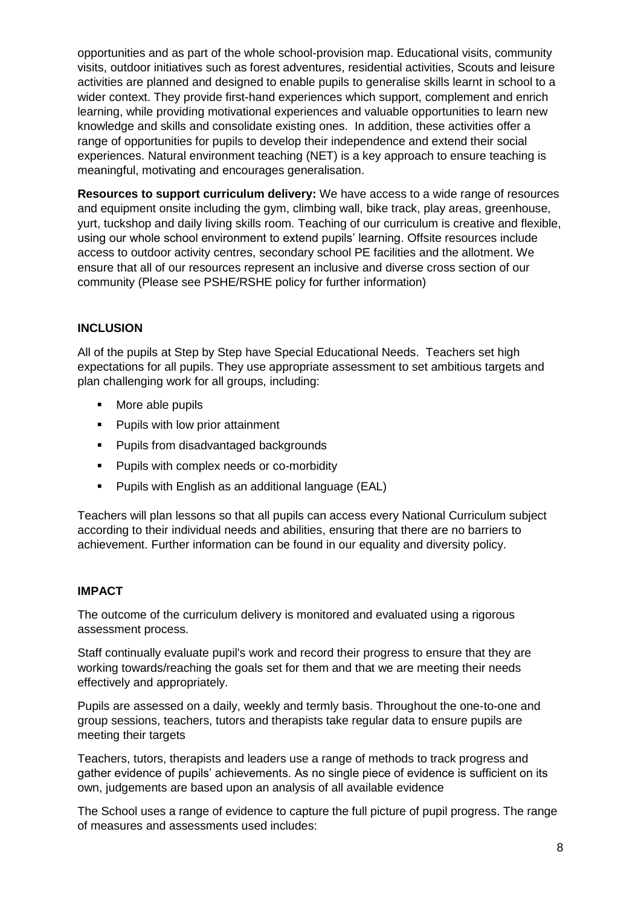opportunities and as part of the whole school-provision map. Educational visits, community visits, outdoor initiatives such as forest adventures, residential activities, Scouts and leisure activities are planned and designed to enable pupils to generalise skills learnt in school to a wider context. They provide first-hand experiences which support, complement and enrich learning, while providing motivational experiences and valuable opportunities to learn new knowledge and skills and consolidate existing ones. In addition, these activities offer a range of opportunities for pupils to develop their independence and extend their social experiences. Natural environment teaching (NET) is a key approach to ensure teaching is meaningful, motivating and encourages generalisation.

**Resources to support curriculum delivery:** We have access to a wide range of resources and equipment onsite including the gym, climbing wall, bike track, play areas, greenhouse, yurt, tuckshop and daily living skills room. Teaching of our curriculum is creative and flexible, using our whole school environment to extend pupils' learning. Offsite resources include access to outdoor activity centres, secondary school PE facilities and the allotment. We ensure that all of our resources represent an inclusive and diverse cross section of our community (Please see PSHE/RSHE policy for further information)

## INCLUSION

All of the pupils at Step by Step have Special Educational Needs. Teachers set high expectations for all pupils. They use appropriate assessment to set ambitious targets and plan challenging work for all groups, including:

- More able pupils
- Pupils with low prior attainment
- Pupils from disadvantaged backgrounds
- Pupils with complex needs or co-morbidity
- Pupils with English as an additional language (EAL)

Teachers will plan lessons so that all pupils can access every National Curriculum subject according to their individual needs and abilities, ensuring that there are no barriers to achievement. Further information can be found in our equality and diversity policy.

## IMPACT

The outcome of the curriculum delivery is monitored and evaluated using a rigorous assessment process.

Staff continually evaluate pupil's work and record their progress to ensure that they are working towards/reaching the goals set for them and that we are meeting their needs effectively and appropriately.

Pupils are assessed on a daily, weekly and termly basis. Throughout the one-to-one and group sessions, teachers, tutors and therapists take regular data to ensure pupils are meeting their targets

Teachers, tutors, therapists and leaders use a range of methods to track progress and gather evidence of pupils' achievements. As no single piece of evidence is sufficient on its own, judgements are based upon an analysis of all available evidence

The School uses a range of evidence to capture the full picture of pupil progress. The range of measures and assessments used includes: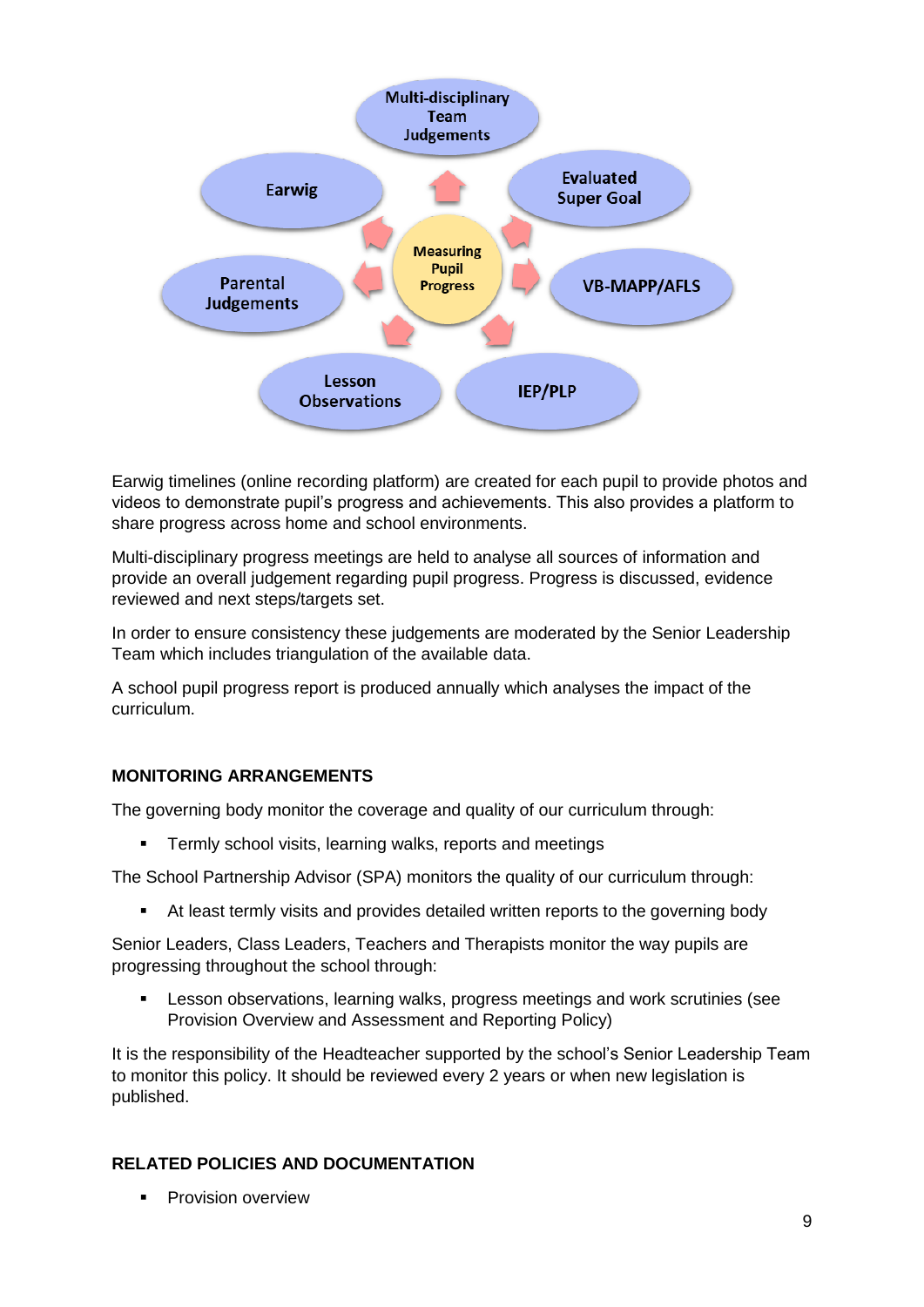Multi-disciplinary Team Judgements

Earwig

Evaluated Super Goal

Measuring Pupil Progress

Parental Judgements

VB-MAPP/AFLS

Lesson Observations

IEP/PLP

Earwig timelines (online recording platform) are created for each pupil to provide photos and videos to demonstrate pupil's progress and achievements. This also provides a platform to share progress across home and school environments.

Multi-disciplinary progress meetings are held to analyse all sources of information and provide an overall judgement regarding pupil progress. Progress is discussed, evidence reviewed and next steps/targets set.

In order to ensure consistency these judgements are moderated by the Senior Leadership Team which includes triangulation of the available data.

A school pupil progress report is produced annually which analyses the impact of the curriculum.

## MONITORING ARRANGEMENTS

The governing body monitor the coverage and quality of our curriculum through:

- Termly school visits, learning walks, reports and meetings

The School Partnership Advisor (SPA) monitors the quality of our curriculum through:

- At least termly visits and provides detailed written reports to the governing body

Senior Leaders, Class Leaders, Teachers and Therapists monitor the way pupils are progressing throughout the school through:

- Lesson observations, learning walks, progress meetings and work scrutinies (see Provision Overview and Assessment and Reporting Policy)

It is the responsibility of the Headteacher supported by the school's Senior Leadership Team to monitor this policy. It should be reviewed every 2 years or when new legislation is published.

## RELATED POLICIES AND DOCUMENTATION

- Provision overview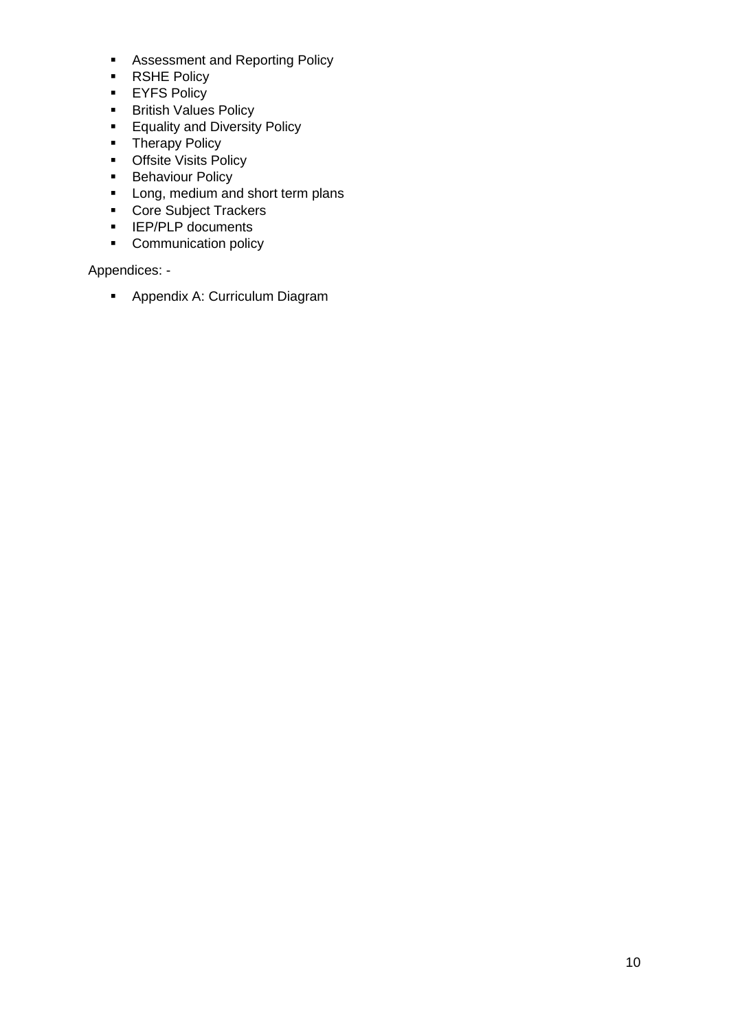- Assessment and Reporting Policy
- RSHE Policy
- EYFS Policy
- British Values Policy
- Equality and Diversity Policy
- Therapy Policy
- Offsite Visits Policy
- Behaviour Policy
- Long, medium and short term plans
- Core Subject Trackers
- IEP/PLP documents
- Communication policy

Appendices: -

- Appendix A: Curriculum Diagram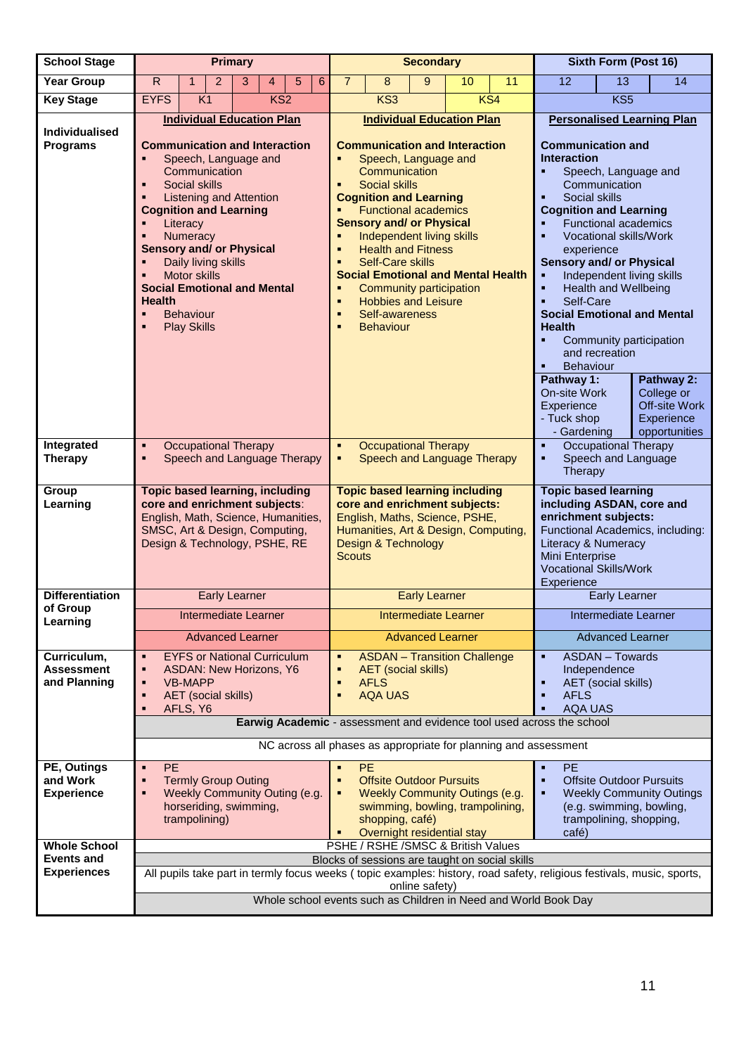| School Stage | Primary | Secondary | Sixth Form (Post 16) |
|---|---|---|---|
| Year Group | R, 1, 2, 3, 4, 5, 6 | 7, 8, 9, 10, 11 | 12, 13, 14 |
| Key Stage | EYFS (R); K1 (1–2); KS2 (3–6) | KS3 (7–9); KS4 (10–11) | KS5 |
| Individualised Programs | **Individual Education Plan**<br><br>**Communication and Interaction**<br>▪ Speech, Language and Communication<br>▪ Social skills<br>▪ Listening and Attention<br>**Cognition and Learning**<br>▪ Literacy<br>▪ Numeracy<br>**Sensory and/ or Physical**<br>▪ Daily living skills<br>▪ Motor skills<br>**Social Emotional and Mental Health**<br>▪ Behaviour<br>▪ Play Skills | **Individual Education Plan**<br><br>**Communication and Interaction**<br>▪ Speech, Language and Communication<br>▪ Social skills<br>**Cognition and Learning**<br>▪ Functional academics<br>**Sensory and/ or Physical**<br>▪ Independent living skills<br>▪ Health and Fitness<br>▪ Self-Care skills<br>**Social Emotional and Mental Health**<br>▪ Community participation<br>▪ Hobbies and Leisure<br>▪ Self-awareness<br>▪ Behaviour | **Personalised Learning Plan**<br><br>**Communication and Interaction**<br>▪ Speech, Language and Communication<br>▪ Social skills<br>**Cognition and Learning**<br>▪ Functional academics<br>▪ Vocational skills/Work experience<br>**Sensory and/ or Physical**<br>▪ Independent living skills<br>▪ Health and Wellbeing<br>▪ Self-Care<br>**Social Emotional and Mental Health**<br>▪ Community participation and recreation<br>▪ Behaviour<br><br>**Pathway 1:** On-site Work Experience - Tuck shop - Gardening<br>**Pathway 2:** College or Off-site Work Experience opportunities |
| Integrated Therapy | ▪ Occupational Therapy<br>▪ Speech and Language Therapy | ▪ Occupational Therapy<br>▪ Speech and Language Therapy | ▪ Occupational Therapy<br>▪ Speech and Language Therapy |
| Group Learning | **Topic based learning, including core and enrichment subjects**: English, Math, Science, Humanities, SMSC, Art & Design, Computing, Design & Technology, PSHE, RE | **Topic based learning including core and enrichment subjects:** English, Maths, Science, PSHE, Humanities, Art & Design, Computing, Design & Technology<br>Scouts | **Topic based learning including ASDAN, core and enrichment subjects:**<br>Functional Academics, including: Literacy & Numeracy<br>Mini Enterprise<br>Vocational Skills/Work Experience |
| Differentiation of Group Learning | Early Learner | Early Learner | Early Learner |
| | Intermediate Learner | Intermediate Learner | Intermediate Learner |
| | Advanced Learner | Advanced Learner | Advanced Learner |
| Curriculum, Assessment and Planning | ▪ EYFS or National Curriculum<br>▪ ASDAN: New Horizons, Y6<br>▪ VB-MAPP<br>▪ AET (social skills)<br>▪ AFLS, Y6 | ▪ ASDAN – Transition Challenge<br>▪ AET (social skills)<br>▪ AFLS<br>▪ AQA UAS | ▪ ASDAN – Towards Independence<br>▪ AET (social skills)<br>▪ AFLS<br>▪ AQA UAS |
| | **Earwig Academic** - assessment and evidence tool used across the school | | |
| | NC across all phases as appropriate for planning and assessment | | |
| PE, Outings and Work Experience | ▪ PE<br>▪ Termly Group Outing<br>▪ Weekly Community Outing (e.g. horseriding, swimming, trampolining) | ▪ PE<br>▪ Offsite Outdoor Pursuits<br>▪ Weekly Community Outings (e.g. swimming, bowling, trampolining, shopping, café)<br>▪ Overnight residential stay | ▪ PE<br>▪ Offsite Outdoor Pursuits<br>▪ Weekly Community Outings (e.g. swimming, bowling, trampolining, shopping, café) |
| Whole School Events and Experiences | PSHE / RSHE /SMSC & British Values | | |
| | Blocks of sessions are taught on social skills | | |
| | All pupils take part in termly focus weeks ( topic examples: history, road safety, religious festivals, music, sports, online safety) | | |
| | Whole school events such as Children in Need and World Book Day | | |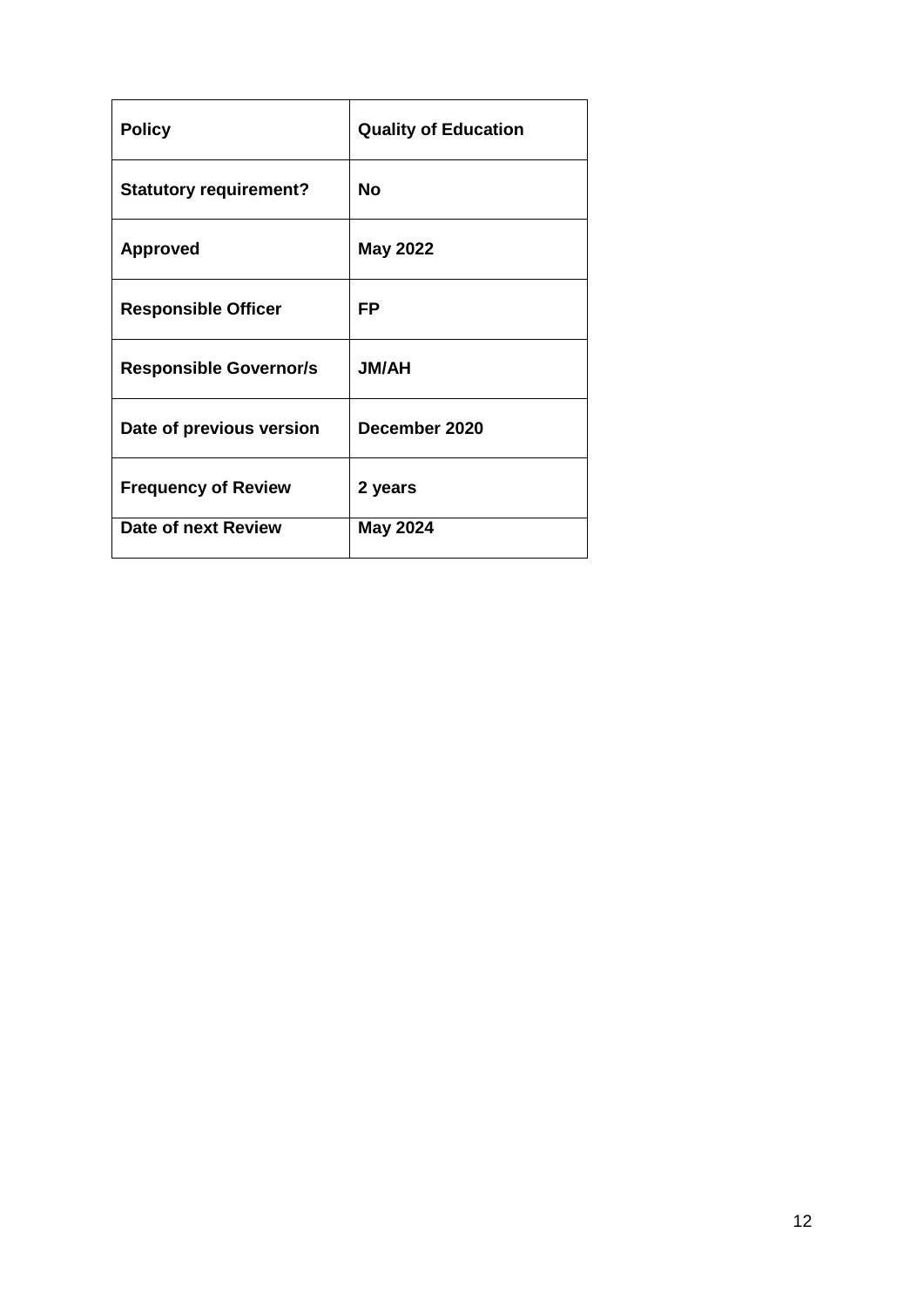| | |
|---|---|
| **Policy** | **Quality of Education** |
| **Statutory requirement?** | **No** |
| **Approved** | **May 2022** |
| **Responsible Officer** | **FP** |
| **Responsible Governor/s** | **JM/AH** |
| **Date of previous version** | **December 2020** |
| **Frequency of Review** | **2 years** |
| **Date of next Review** | **May 2024** |